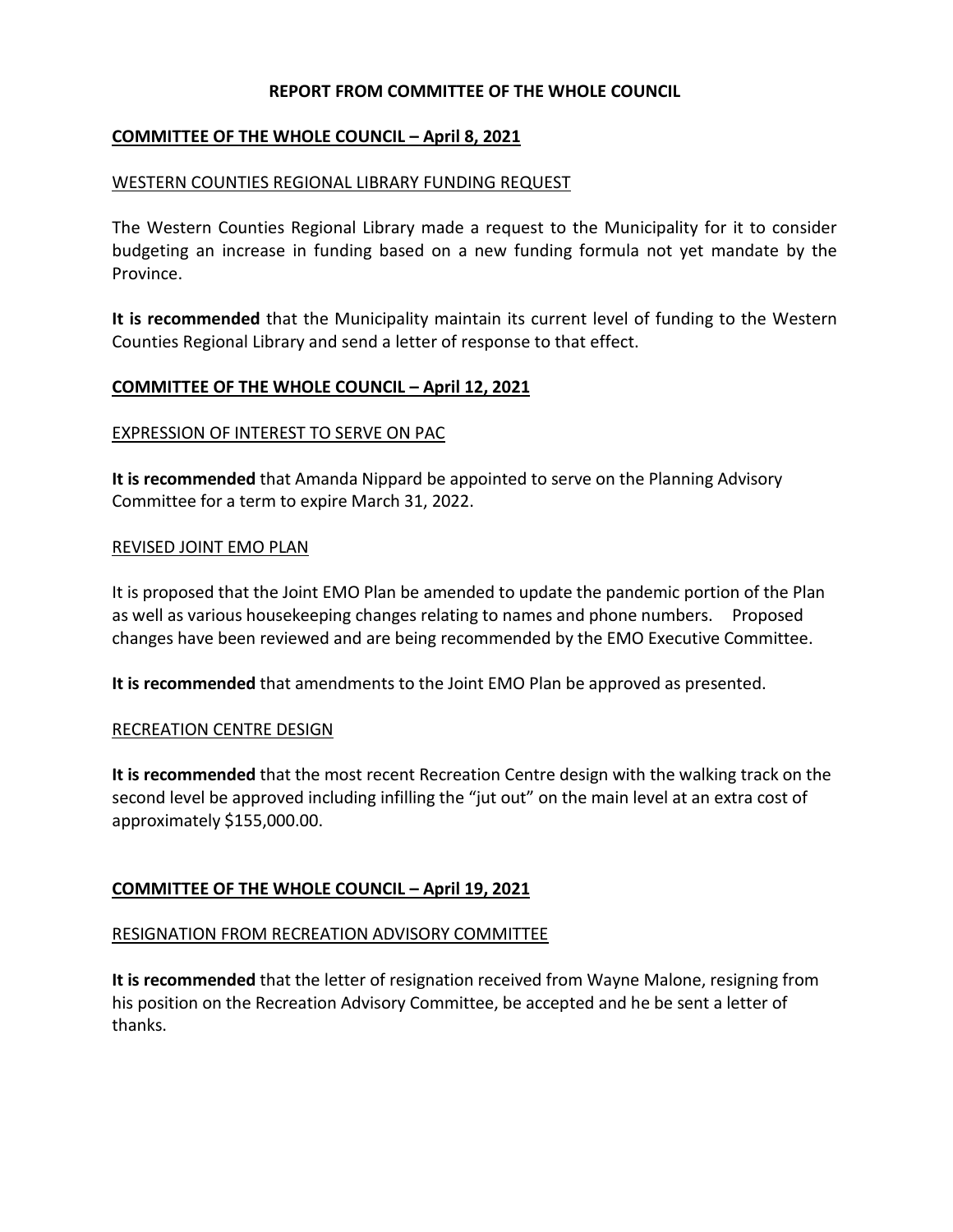# REPORT FROM COMMITTEE OF THE WHOLE COUNCIL

## COMMITTEE OF THE WHOLE COUNCIL – April 8, 2021

### WESTERN COUNTIES REGIONAL LIBRARY FUNDING REQUEST

The Western Counties Regional Library made a request to the Municipality for it to consider budgeting an increase in funding based on a new funding formula not yet mandate by the Province.

**It is recommended** that the Municipality maintain its current level of funding to the Western Counties Regional Library and send a letter of response to that effect.

## COMMITTEE OF THE WHOLE COUNCIL – April 12, 2021

### EXPRESSION OF INTEREST TO SERVE ON PAC

**It is recommended** that Amanda Nippard be appointed to serve on the Planning Advisory Committee for a term to expire March 31, 2022.

### REVISED JOINT EMO PLAN

It is proposed that the Joint EMO Plan be amended to update the pandemic portion of the Plan as well as various housekeeping changes relating to names and phone numbers. Proposed changes have been reviewed and are being recommended by the EMO Executive Committee.

**It is recommended** that amendments to the Joint EMO Plan be approved as presented.

### RECREATION CENTRE DESIGN

**It is recommended** that the most recent Recreation Centre design with the walking track on the second level be approved including infilling the "jut out" on the main level at an extra cost of approximately $155,000.00.

## COMMITTEE OF THE WHOLE COUNCIL – April 19, 2021

### RESIGNATION FROM RECREATION ADVISORY COMMITTEE

**It is recommended** that the letter of resignation received from Wayne Malone, resigning from his position on the Recreation Advisory Committee, be accepted and he be sent a letter of thanks.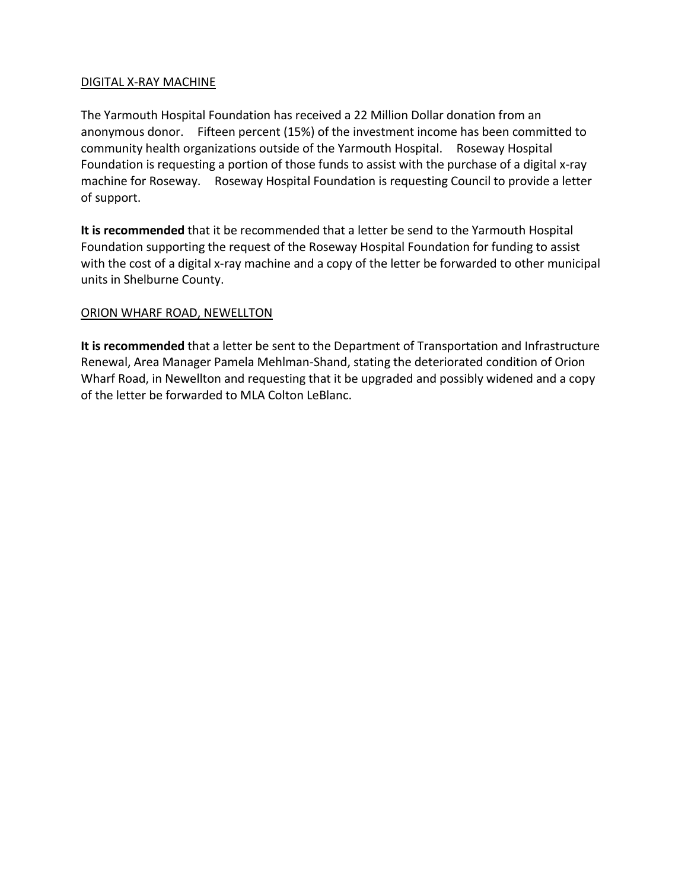<u>DIGITAL X-RAY MACHINE</u>

The Yarmouth Hospital Foundation has received a 22 Million Dollar donation from an anonymous donor. Fifteen percent (15%) of the investment income has been committed to community health organizations outside of the Yarmouth Hospital. Roseway Hospital Foundation is requesting a portion of those funds to assist with the purchase of a digital x-ray machine for Roseway. Roseway Hospital Foundation is requesting Council to provide a letter of support.

**It is recommended** that it be recommended that a letter be send to the Yarmouth Hospital Foundation supporting the request of the Roseway Hospital Foundation for funding to assist with the cost of a digital x-ray machine and a copy of the letter be forwarded to other municipal units in Shelburne County.

<u>ORION WHARF ROAD, NEWELLTON</u>

**It is recommended** that a letter be sent to the Department of Transportation and Infrastructure Renewal, Area Manager Pamela Mehlman-Shand, stating the deteriorated condition of Orion Wharf Road, in Newellton and requesting that it be upgraded and possibly widened and a copy of the letter be forwarded to MLA Colton LeBlanc.